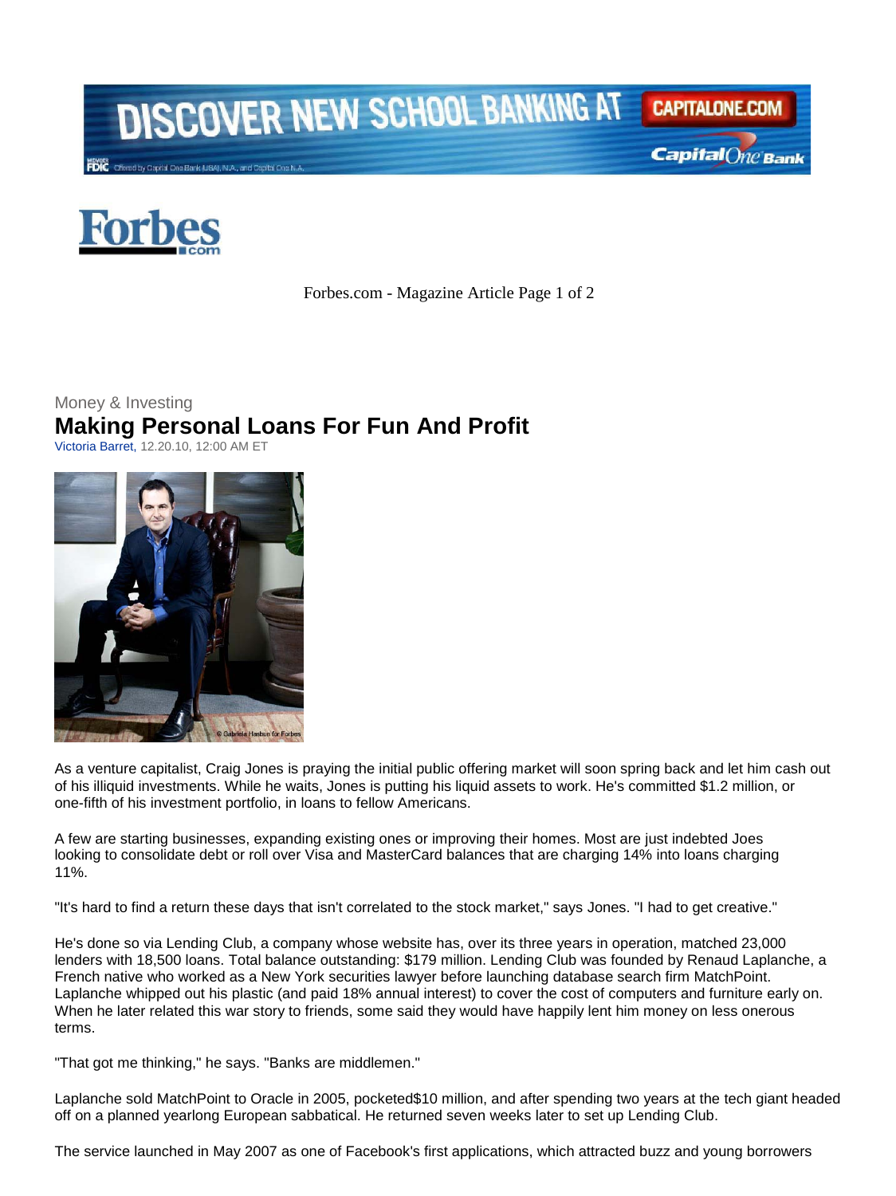Money & Investing

# Making Personal Loans For Fun And Profit

Victoria Barret, 12.20.10, 12:00 AM ET

As a venture capitalist, Craig Jones is praying the initial public offering market will soon spring back and let him cash out of his illiquid investments. While he waits, Jones is putting his liquid assets to work. He's committed $1.2 million, or one-fifth of his investment portfolio, in loans to fellow Americans.

A few are starting businesses, expanding existing ones or improving their homes. Most are just indebted Joes looking to consolidate debt or roll over Visa and MasterCard balances that are charging 14% into loans charging 11%.

"It's hard to find a return these days that isn't correlated to the stock market," says Jones. "I had to get creative."

He's done so via Lending Club, a company whose website has, over its three years in operation, matched 23,000 lenders with 18,500 loans. Total balance outstanding: $179 million. Lending Club was founded by Renaud Laplanche, a French native who worked as a New York securities lawyer before launching database search firm MatchPoint. Laplanche whipped out his plastic (and paid 18% annual interest) to cover the cost of computers and furniture early on. When he later related this war story to friends, some said they would have happily lent him money on less onerous terms.

"That got me thinking," he says. "Banks are middlemen."

Laplanche sold MatchPoint to Oracle in 2005, pocketed$10 million, and after spending two years at the tech giant headed off on a planned yearlong European sabbatical. He returned seven weeks later to set up Lending Club.

The service launched in May 2007 as one of Facebook's first applications, which attracted buzz and young borrowers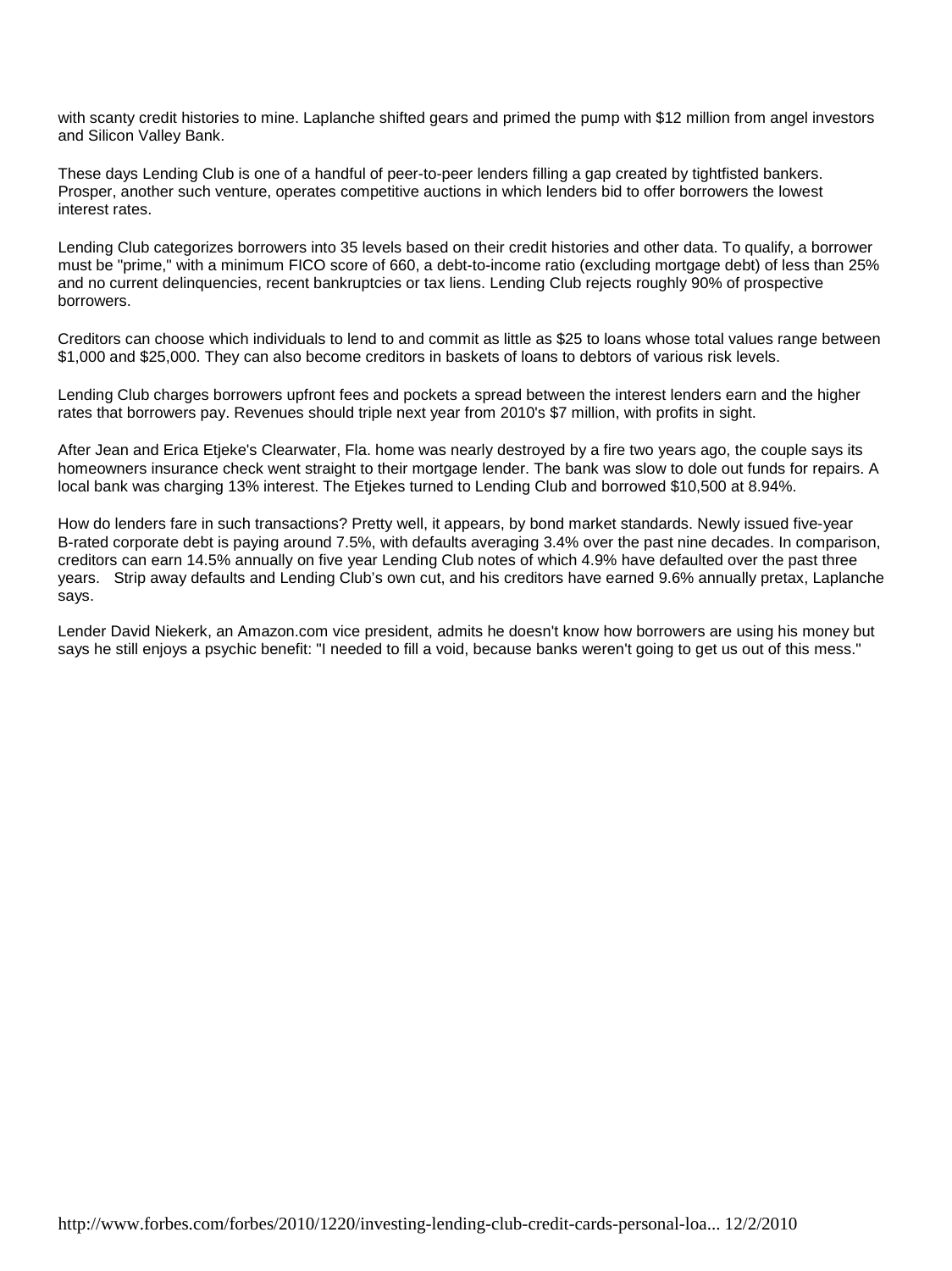with scanty credit histories to mine. Laplanche shifted gears and primed the pump with $12 million from angel investors and Silicon Valley Bank.

These days Lending Club is one of a handful of peer-to-peer lenders filling a gap created by tightfisted bankers. Prosper, another such venture, operates competitive auctions in which lenders bid to offer borrowers the lowest interest rates.

Lending Club categorizes borrowers into 35 levels based on their credit histories and other data. To qualify, a borrower must be "prime," with a minimum FICO score of 660, a debt-to-income ratio (excluding mortgage debt) of less than 25% and no current delinquencies, recent bankruptcies or tax liens. Lending Club rejects roughly 90% of prospective borrowers.

Creditors can choose which individuals to lend to and commit as little as $25 to loans whose total values range between $1,000 and $25,000. They can also become creditors in baskets of loans to debtors of various risk levels.

Lending Club charges borrowers upfront fees and pockets a spread between the interest lenders earn and the higher rates that borrowers pay. Revenues should triple next year from 2010's $7 million, with profits in sight.

After Jean and Erica Etjeke's Clearwater, Fla. home was nearly destroyed by a fire two years ago, the couple says its homeowners insurance check went straight to their mortgage lender. The bank was slow to dole out funds for repairs. A local bank was charging 13% interest. The Etjekes turned to Lending Club and borrowed $10,500 at 8.94%.

How do lenders fare in such transactions? Pretty well, it appears, by bond market standards. Newly issued five-year B-rated corporate debt is paying around 7.5%, with defaults averaging 3.4% over the past nine decades. In comparison, creditors can earn 14.5% annually on five year Lending Club notes of which 4.9% have defaulted over the past three years. Strip away defaults and Lending Club's own cut, and his creditors have earned 9.6% annually pretax, Laplanche says.

Lender David Niekerk, an Amazon.com vice president, admits he doesn't know how borrowers are using his money but says he still enjoys a psychic benefit: "I needed to fill a void, because banks weren't going to get us out of this mess."